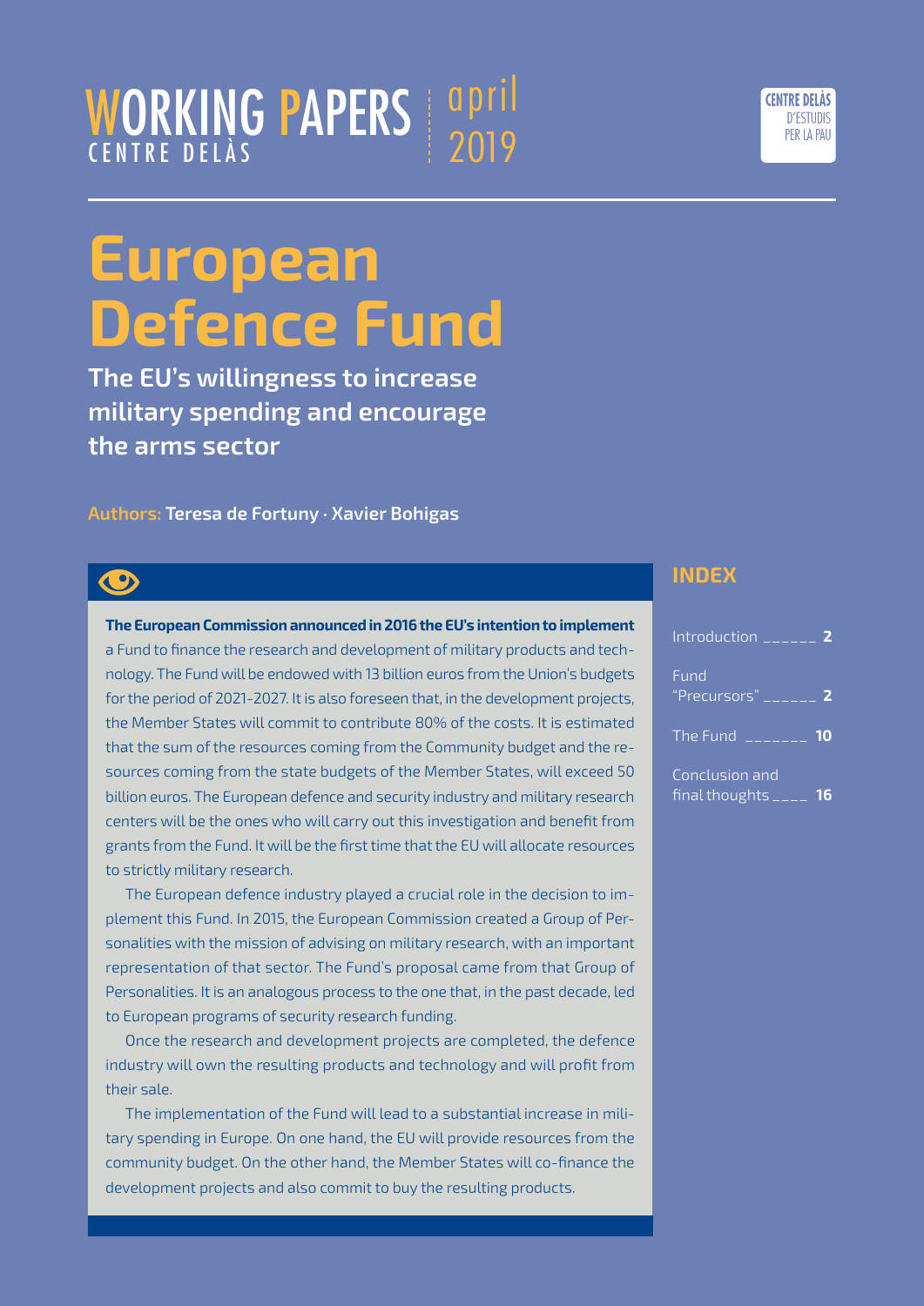WORKING PAPERS
CENTRE DELÀS

april 2019

CENTRE DELÀS D'ESTUDIS PER LA PAU

# European Defence Fund

## The EU's willingness to increase military spending and encourage the arms sector

**Authors:** **Teresa de Fortuny · Xavier Bohigas**

**The European Commission announced in 2016 the EU's intention to implement** a Fund to finance the research and development of military products and technology. The Fund will be endowed with 13 billion euros from the Union's budgets for the period of 2021-2027. It is also foreseen that, in the development projects, the Member States will commit to contribute 80% of the costs. It is estimated that the sum of the resources coming from the Community budget and the resources coming from the state budgets of the Member States, will exceed 50 billion euros. The European defence and security industry and military research centers will be the ones who will carry out this investigation and benefit from grants from the Fund. It will be the first time that the EU will allocate resources to strictly military research.

The European defence industry played a crucial role in the decision to implement this Fund. In 2015, the European Commission created a Group of Personalities with the mission of advising on military research, with an important representation of that sector. The Fund's proposal came from that Group of Personalities. It is an analogous process to the one that, in the past decade, led to European programs of security research funding.

Once the research and development projects are completed, the defence industry will own the resulting products and technology and will profit from their sale.

The implementation of the Fund will lead to a substantial increase in military spending in Europe. On one hand, the EU will provide resources from the community budget. On the other hand, the Member States will co-finance the development projects and also commit to buy the resulting products.

### INDEX

| | |
|---|---|
| Introduction | **2** |
| Fund "Precursors" | **2** |
| The Fund | **10** |
| Conclusion and final thoughts | **16** |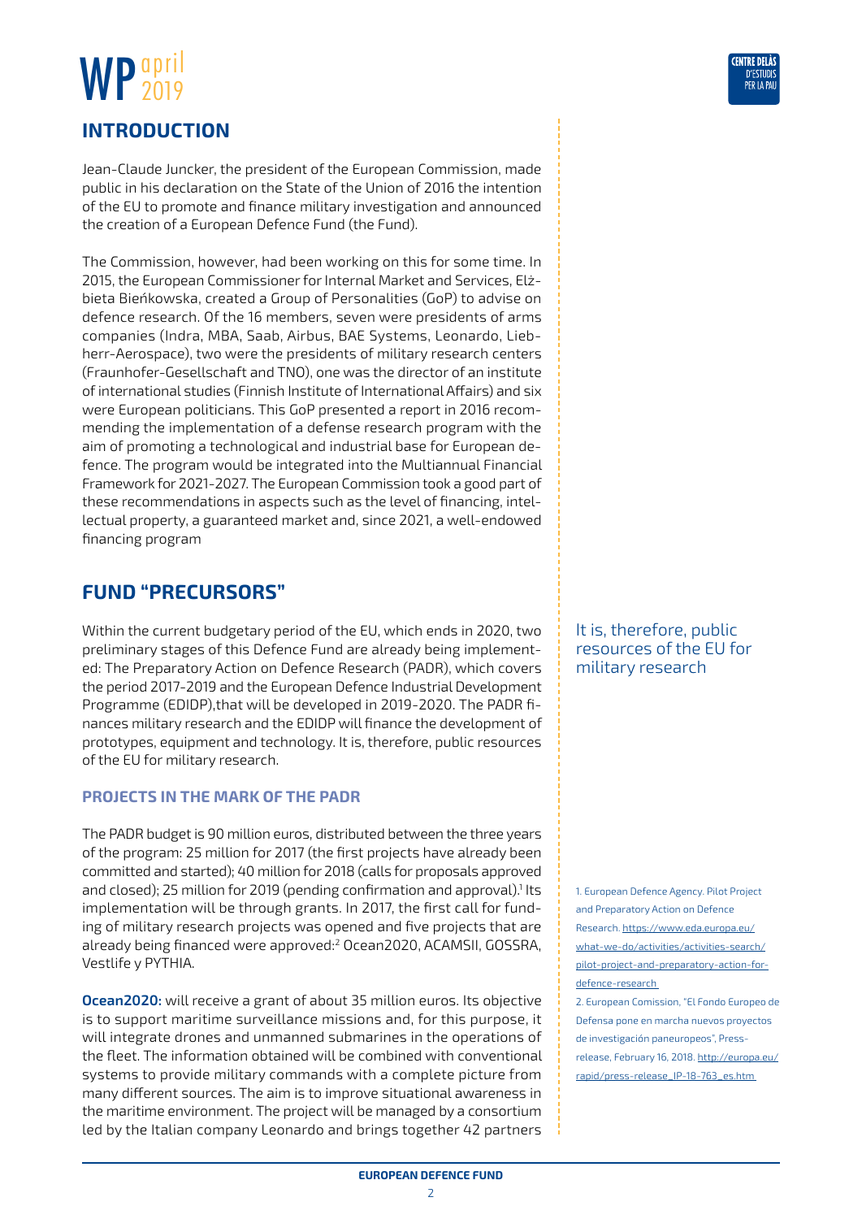## INTRODUCTION

Jean-Claude Juncker, the president of the European Commission, made public in his declaration on the State of the Union of 2016 the intention of the EU to promote and finance military investigation and announced the creation of a European Defence Fund (the Fund).

The Commission, however, had been working on this for some time. In 2015, the European Commissioner for Internal Market and Services, Elżbieta Bieńkowska, created a Group of Personalities (GoP) to advise on defence research. Of the 16 members, seven were presidents of arms companies (Indra, MBA, Saab, Airbus, BAE Systems, Leonardo, Liebherr-Aerospace), two were the presidents of military research centers (Fraunhofer-Gesellschaft and TNO), one was the director of an institute of international studies (Finnish Institute of International Affairs) and six were European politicians. This GoP presented a report in 2016 recommending the implementation of a defense research program with the aim of promoting a technological and industrial base for European defence. The program would be integrated into the Multiannual Financial Framework for 2021-2027. The European Commission took a good part of these recommendations in aspects such as the level of financing, intellectual property, a guaranteed market and, since 2021, a well-endowed financing program

## FUND "PRECURSORS"

Within the current budgetary period of the EU, which ends in 2020, two preliminary stages of this Defence Fund are already being implemented: The Preparatory Action on Defence Research (PADR), which covers the period 2017-2019 and the European Defence Industrial Development Programme (EDIDP),that will be developed in 2019-2020. The PADR finances military research and the EDIDP will finance the development of prototypes, equipment and technology. It is, therefore, public resources of the EU for military research.

It is, therefore, public resources of the EU for military research

### PROJECTS IN THE MARK OF THE PADR

The PADR budget is 90 million euros, distributed between the three years of the program: 25 million for 2017 (the first projects have already been committed and started); 40 million for 2018 (calls for proposals approved and closed); 25 million for 2019 (pending confirmation and approval).[1] Its implementation will be through grants. In 2017, the first call for funding of military research projects was opened and five projects that are already being financed were approved:[2] Ocean2020, ACAMSII, GOSSRA, Vestlife y PYTHIA.

**Ocean2020:** will receive a grant of about 35 million euros. Its objective is to support maritime surveillance missions and, for this purpose, it will integrate drones and unmanned submarines in the operations of the fleet. The information obtained will be combined with conventional systems to provide military commands with a complete picture from many different sources. The aim is to improve situational awareness in the maritime environment. The project will be managed by a consortium led by the Italian company Leonardo and brings together 42 partners

1. European Defence Agency. Pilot Project and Preparatory Action on Defence Research. https://www.eda.europa.eu/what-we-do/activities/activities-search/pilot-project-and-preparatory-action-for-defence-research

2. European Comission, "El Fondo Europeo de Defensa pone en marcha nuevos proyectos de investigación paneuropeos", Press-release, February 16, 2018. http://europa.eu/rapid/press-release_IP-18-763_es.htm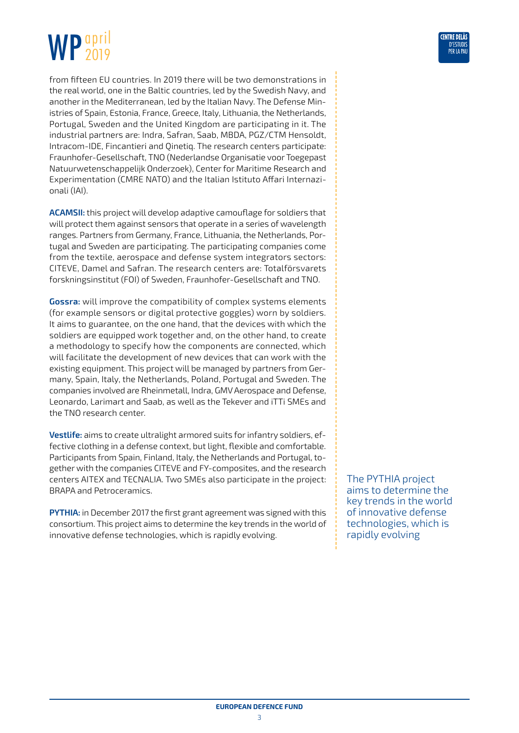from fifteen EU countries. In 2019 there will be two demonstrations in the real world, one in the Baltic countries, led by the Swedish Navy, and another in the Mediterranean, led by the Italian Navy. The Defense Ministries of Spain, Estonia, France, Greece, Italy, Lithuania, the Netherlands, Portugal, Sweden and the United Kingdom are participating in it. The industrial partners are: Indra, Safran, Saab, MBDA, PGZ/CTM Hensoldt, Intracom-IDE, Fincantieri and Qinetiq. The research centers participate: Fraunhofer-Gesellschaft, TNO (Nederlandse Organisatie voor Toegepast Natuurwetenschappelijk Onderzoek), Center for Maritime Research and Experimentation (CMRE NATO) and the Italian Istituto Affari Internazionali (IAI).

**ACAMSII:** this project will develop adaptive camouflage for soldiers that will protect them against sensors that operate in a series of wavelength ranges. Partners from Germany, France, Lithuania, the Netherlands, Portugal and Sweden are participating. The participating companies come from the textile, aerospace and defense system integrators sectors: CITEVE, Damel and Safran. The research centers are: Totalförsvarets forskningsinstitut (FOI) of Sweden, Fraunhofer-Gesellschaft and TNO.

**Gossra:** will improve the compatibility of complex systems elements (for example sensors or digital protective goggles) worn by soldiers. It aims to guarantee, on the one hand, that the devices with which the soldiers are equipped work together and, on the other hand, to create a methodology to specify how the components are connected, which will facilitate the development of new devices that can work with the existing equipment. This project will be managed by partners from Germany, Spain, Italy, the Netherlands, Poland, Portugal and Sweden. The companies involved are Rheinmetall, Indra, GMV Aerospace and Defense, Leonardo, Larimart and Saab, as well as the Tekever and iTTi SMEs and the TNO research center.

**Vestlife:** aims to create ultralight armored suits for infantry soldiers, effective clothing in a defense context, but light, flexible and comfortable. Participants from Spain, Finland, Italy, the Netherlands and Portugal, together with the companies CITEVE and FY-composites, and the research centers AITEX and TECNALIA. Two SMEs also participate in the project: BRAPA and Petroceramics.

**PYTHIA:** in December 2017 the first grant agreement was signed with this consortium. This project aims to determine the key trends in the world of innovative defense technologies, which is rapidly evolving.

The PYTHIA project aims to determine the key trends in the world of innovative defense technologies, which is rapidly evolving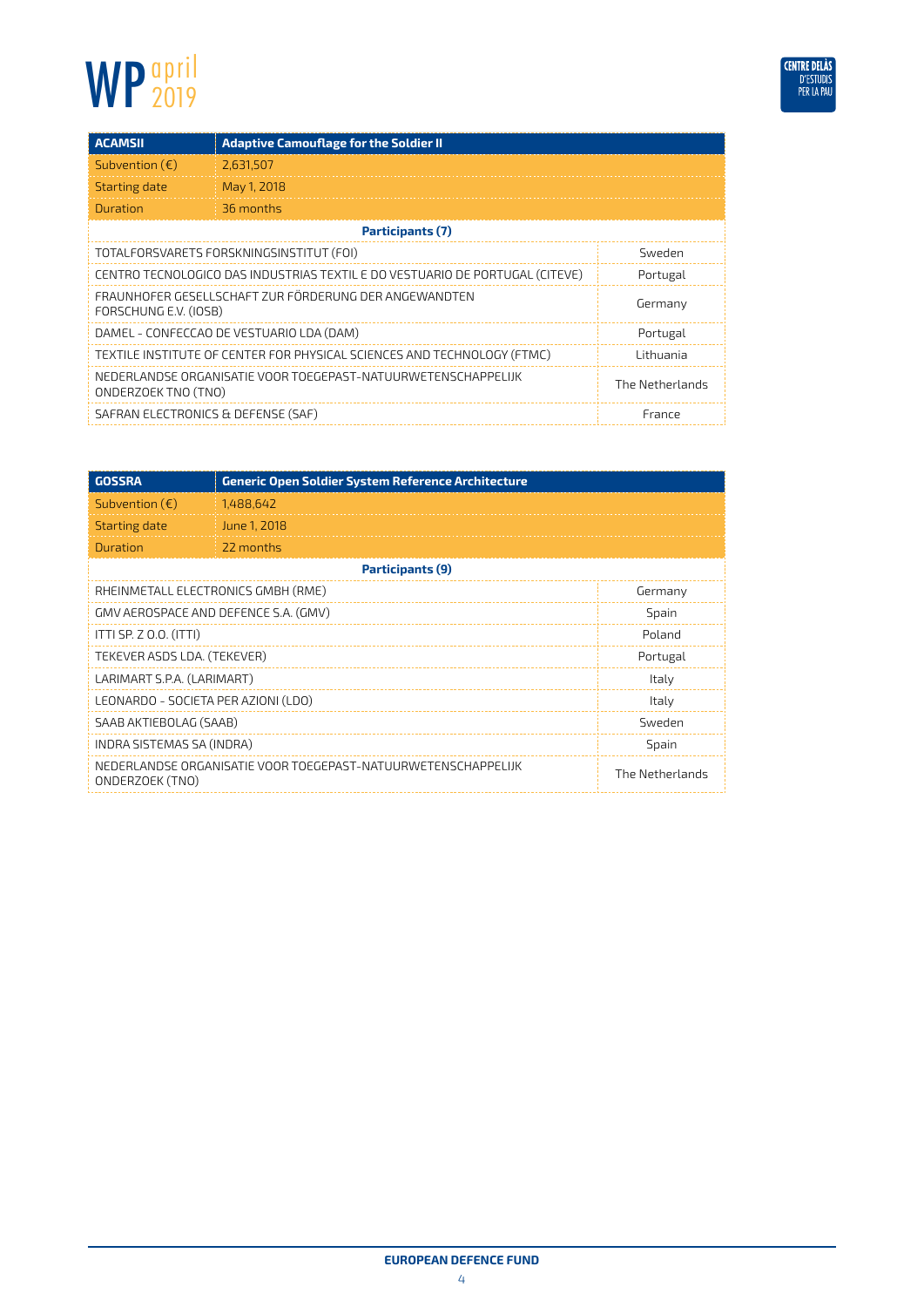| ACAMSII | Adaptive Camouflage for the Soldier II |
|---|---|
| Subvention (€) | 2,631,507 |
| Starting date | May 1, 2018 |
| Duration | 36 months |
| **Participants (7)** | |
| TOTALFORSVARETS FORSKNINGSINSTITUT (FOI) | Sweden |
| CENTRO TECNOLOGICO DAS INDUSTRIAS TEXTIL E DO VESTUARIO DE PORTUGAL (CITEVE) | Portugal |
| FRAUNHOFER GESELLSCHAFT ZUR FÖRDERUNG DER ANGEWANDTEN FORSCHUNG E.V. (IOSB) | Germany |
| DAMEL - CONFECCAO DE VESTUARIO LDA (DAM) | Portugal |
| TEXTILE INSTITUTE OF CENTER FOR PHYSICAL SCIENCES AND TECHNOLOGY (FTMC) | Lithuania |
| NEDERLANDSE ORGANISATIE VOOR TOEGEPAST-NATUURWETENSCHAPPELIJK ONDERZOEK TNO (TNO) | The Netherlands |
| SAFRAN ELECTRONICS & DEFENSE (SAF) | France |

| GOSSRA | Generic Open Soldier System Reference Architecture |
|---|---|
| Subvention (€) | 1,488,642 |
| Starting date | June 1, 2018 |
| Duration | 22 months |
| **Participants (9)** | |
| RHEINMETALL ELECTRONICS GMBH (RME) | Germany |
| GMV AEROSPACE AND DEFENCE S.A. (GMV) | Spain |
| ITTI SP. Z O.O. (ITTI) | Poland |
| TEKEVER ASDS LDA. (TEKEVER) | Portugal |
| LARIMART S.P.A. (LARIMART) | Italy |
| LEONARDO - SOCIETA PER AZIONI (LDO) | Italy |
| SAAB AKTIEBOLAG (SAAB) | Sweden |
| INDRA SISTEMAS SA (INDRA) | Spain |
| NEDERLANDSE ORGANISATIE VOOR TOEGEPAST-NATUURWETENSCHAPPELIJK ONDERZOEK (TNO) | The Netherlands |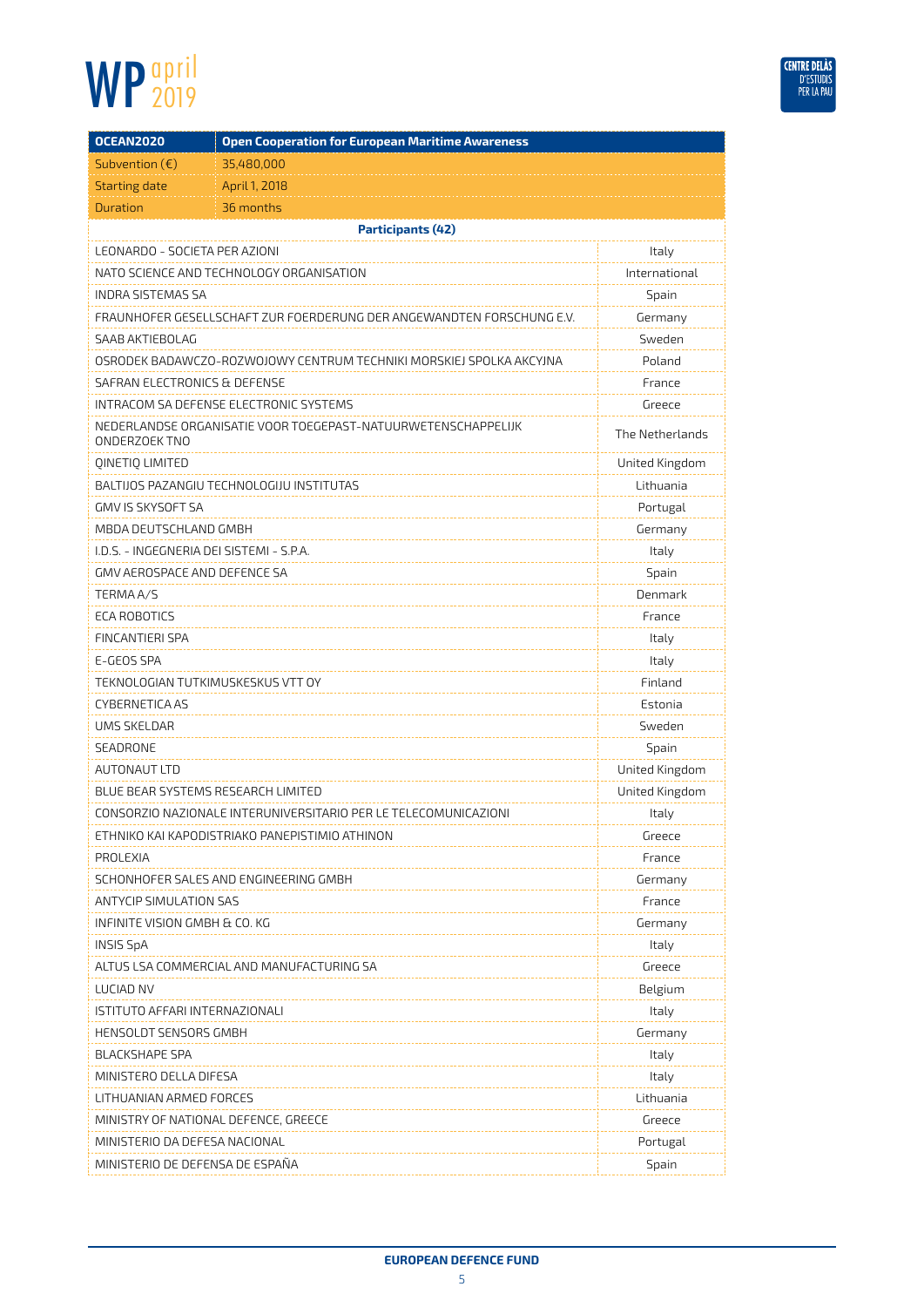| OCEAN2020 | Open Cooperation for European Maritime Awareness |
|---|---|
| Subvention (€) | 35,480,000 |
| Starting date | April 1, 2018 |
| Duration | 36 months |

| Participants (42) | |
|---|---|
| LEONARDO - SOCIETA PER AZIONI | Italy |
| NATO SCIENCE AND TECHNOLOGY ORGANISATION | International |
| INDRA SISTEMAS SA | Spain |
| FRAUNHOFER GESELLSCHAFT ZUR FOERDERUNG DER ANGEWANDTEN FORSCHUNG E.V. | Germany |
| SAAB AKTIEBOLAG | Sweden |
| OSRODEK BADAWCZO-ROZWOJOWY CENTRUM TECHNIKI MORSKIEJ SPOLKA AKCYJNA | Poland |
| SAFRAN ELECTRONICS & DEFENSE | France |
| INTRACOM SA DEFENSE ELECTRONIC SYSTEMS | Greece |
| NEDERLANDSE ORGANISATIE VOOR TOEGEPAST-NATUURWETENSCHAPPELIJK ONDERZOEK TNO | The Netherlands |
| QINETIQ LIMITED | United Kingdom |
| BALTIJOS PAZANGIU TECHNOLOGIJU INSTITUTAS | Lithuania |
| GMV IS SKYSOFT SA | Portugal |
| MBDA DEUTSCHLAND GMBH | Germany |
| I.D.S. - INGEGNERIA DEI SISTEMI - S.P.A. | Italy |
| GMV AEROSPACE AND DEFENCE SA | Spain |
| TERMA A/S | Denmark |
| ECA ROBOTICS | France |
| FINCANTIERI SPA | Italy |
| E-GEOS SPA | Italy |
| TEKNOLOGIAN TUTKIMUSKESKUS VTT OY | Finland |
| CYBERNETICA AS | Estonia |
| UMS SKELDAR | Sweden |
| SEADRONE | Spain |
| AUTONAUT LTD | United Kingdom |
| BLUE BEAR SYSTEMS RESEARCH LIMITED | United Kingdom |
| CONSORZIO NAZIONALE INTERUNIVERSITARIO PER LE TELECOMUNICAZIONI | Italy |
| ETHNIKO KAI KAPODISTRIAKO PANEPISTIMIO ATHINON | Greece |
| PROLEXIA | France |
| SCHONHOFER SALES AND ENGINEERING GMBH | Germany |
| ANTYCIP SIMULATION SAS | France |
| INFINITE VISION GMBH & CO. KG | Germany |
| INSIS SpA | Italy |
| ALTUS LSA COMMERCIAL AND MANUFACTURING SA | Greece |
| LUCIAD NV | Belgium |
| ISTITUTO AFFARI INTERNAZIONALI | Italy |
| HENSOLDT SENSORS GMBH | Germany |
| BLACKSHAPE SPA | Italy |
| MINISTERO DELLA DIFESA | Italy |
| LITHUANIAN ARMED FORCES | Lithuania |
| MINISTRY OF NATIONAL DEFENCE, GREECE | Greece |
| MINISTERIO DA DEFESA NACIONAL | Portugal |
| MINISTERIO DE DEFENSA DE ESPAÑA | Spain |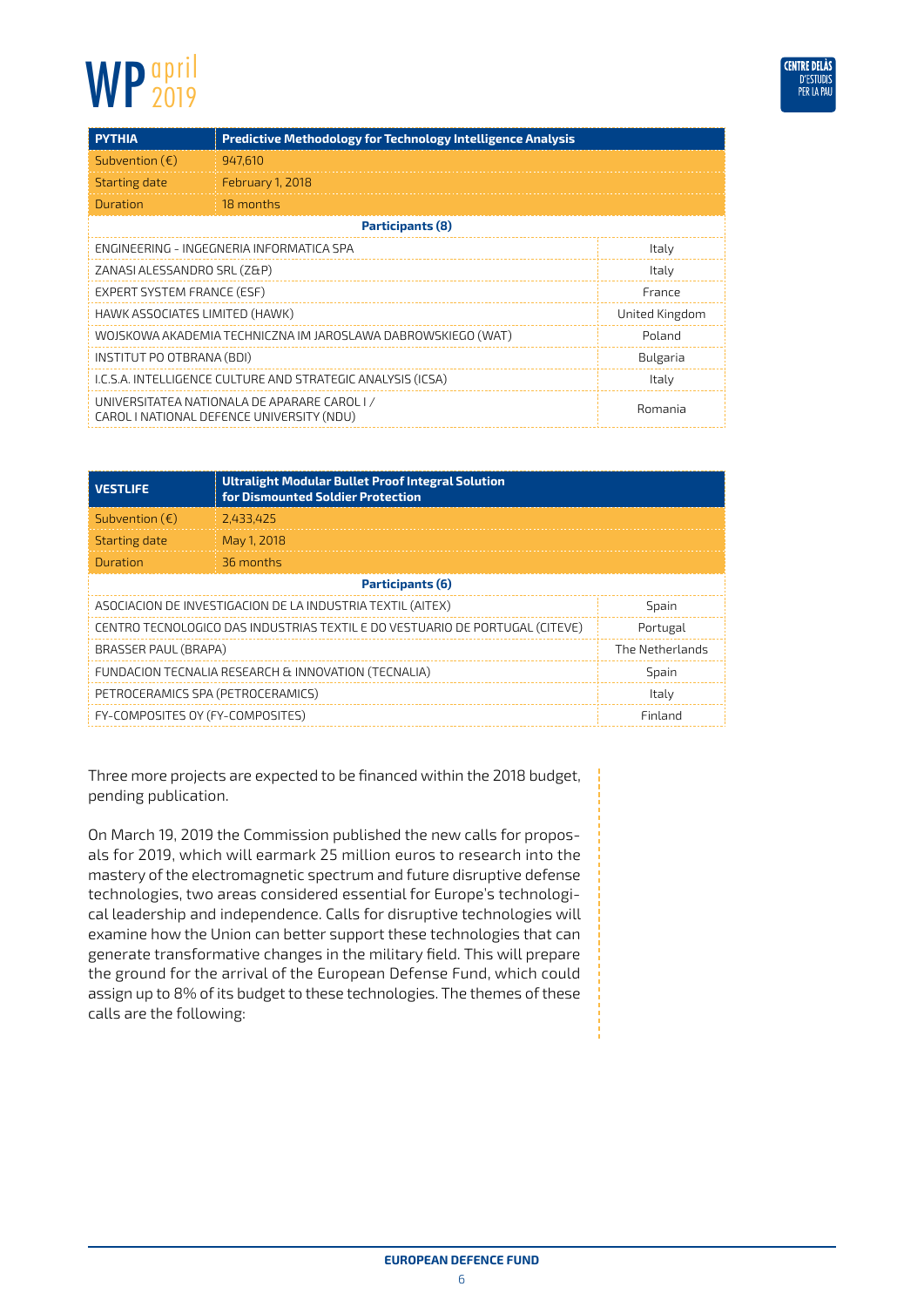| PYTHIA | Predictive Methodology for Technology Intelligence Analysis |
|---|---|
| Subvention (€) | 947,610 |
| Starting date | February 1, 2018 |
| Duration | 18 months |
| **Participants (8)** | |
| ENGINEERING - INGEGNERIA INFORMATICA SPA | Italy |
| ZANASI ALESSANDRO SRL (Z&P) | Italy |
| EXPERT SYSTEM FRANCE (ESF) | France |
| HAWK ASSOCIATES LIMITED (HAWK) | United Kingdom |
| WOJSKOWA AKADEMIA TECHNICZNA IM JAROSLAWA DABROWSKIEGO (WAT) | Poland |
| INSTITUT PO OTBRANA (BDI) | Bulgaria |
| I.C.S.A. INTELLIGENCE CULTURE AND STRATEGIC ANALYSIS (ICSA) | Italy |
| UNIVERSITATEA NATIONALA DE APARARE CAROL I / CAROL I NATIONAL DEFENCE UNIVERSITY (NDU) | Romania |

| VESTLIFE | Ultralight Modular Bullet Proof Integral Solution for Dismounted Soldier Protection |
|---|---|
| Subvention (€) | 2,433,425 |
| Starting date | May 1, 2018 |
| Duration | 36 months |
| **Participants (6)** | |
| ASOCIACION DE INVESTIGACION DE LA INDUSTRIA TEXTIL (AITEX) | Spain |
| CENTRO TECNOLOGICO DAS INDUSTRIAS TEXTIL E DO VESTUARIO DE PORTUGAL (CITEVE) | Portugal |
| BRASSER PAUL (BRAPA) | The Netherlands |
| FUNDACION TECNALIA RESEARCH & INNOVATION (TECNALIA) | Spain |
| PETROCERAMICS SPA (PETROCERAMICS) | Italy |
| FY-COMPOSITES OY (FY-COMPOSITES) | Finland |

Three more projects are expected to be financed within the 2018 budget, pending publication.

On March 19, 2019 the Commission published the new calls for proposals for 2019, which will earmark 25 million euros to research into the mastery of the electromagnetic spectrum and future disruptive defense technologies, two areas considered essential for Europe's technological leadership and independence. Calls for disruptive technologies will examine how the Union can better support these technologies that can generate transformative changes in the military field. This will prepare the ground for the arrival of the European Defense Fund, which could assign up to 8% of its budget to these technologies. The themes of these calls are the following: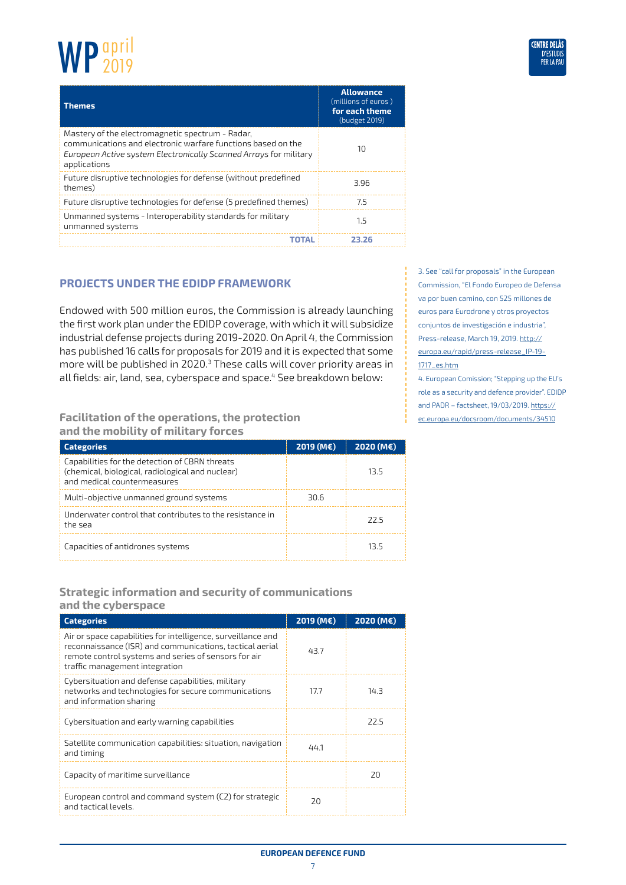| Themes | Allowance (millions of euros ) for each theme (budget 2019) |
|---|---|
| Mastery of the electromagnetic spectrum - Radar, communications and electronic warfare functions based on the *European Active system Electronically Scanned Arrays* for military applications | 10 |
| Future disruptive technologies for defense (without predefined themes) | 3.96 |
| Future disruptive technologies for defense (5 predefined themes) | 7.5 |
| Unmanned systems - Interoperability standards for military unmanned systems | 1.5 |
| **TOTAL** | **23.26** |

## PROJECTS UNDER THE EDIDP FRAMEWORK

Endowed with 500 million euros, the Commission is already launching the first work plan under the EDIDP coverage, with which it will subsidize industrial defense projects during 2019-2020. On April 4, the Commission has published 16 calls for proposals for 2019 and it is expected that some more will be published in 2020.[3] These calls will cover priority areas in all fields: air, land, sea, cyberspace and space.[4] See breakdown below:

### Facilitation of the operations, the protection and the mobility of military forces

| Categories | 2019 (M€) | 2020 (M€) |
|---|---|---|
| Capabilities for the detection of CBRN threats (chemical, biological, radiological and nuclear) and medical countermeasures | | 13.5 |
| Multi-objective unmanned ground systems | 30.6 | |
| Underwater control that contributes to the resistance in the sea | | 22.5 |
| Capacities of antidrones systems | | 13.5 |

### Strategic information and security of communications and the cyberspace

| Categories | 2019 (M€) | 2020 (M€) |
|---|---|---|
| Air or space capabilities for intelligence, surveillance and reconnaissance (ISR) and communications, tactical aerial remote control systems and series of sensors for air traffic management integration | 43.7 | |
| Cybersituation and defense capabilities, military networks and technologies for secure communications and information sharing | 17.7 | 14.3 |
| Cybersituation and early warning capabilities | | 22.5 |
| Satellite communication capabilities: situation, navigation and timing | 44.1 | |
| Capacity of maritime surveillance | | 20 |
| European control and command system (C2) for strategic and tactical levels. | 20 | |

3. See "call for proposals" in the European Commission, "El Fondo Europeo de Defensa va por buen camino, con 525 millones de euros para Eurodrone y otros proyectos conjuntos de investigación e industria", Press-release, March 19, 2019. http://europa.eu/rapid/press-release_IP-19-1717_es.htm

4. European Comission; "Stepping up the EU's role as a security and defence provider". EDIDP and PADR – factsheet, 19/03/2019. https://ec.europa.eu/docsroom/documents/34510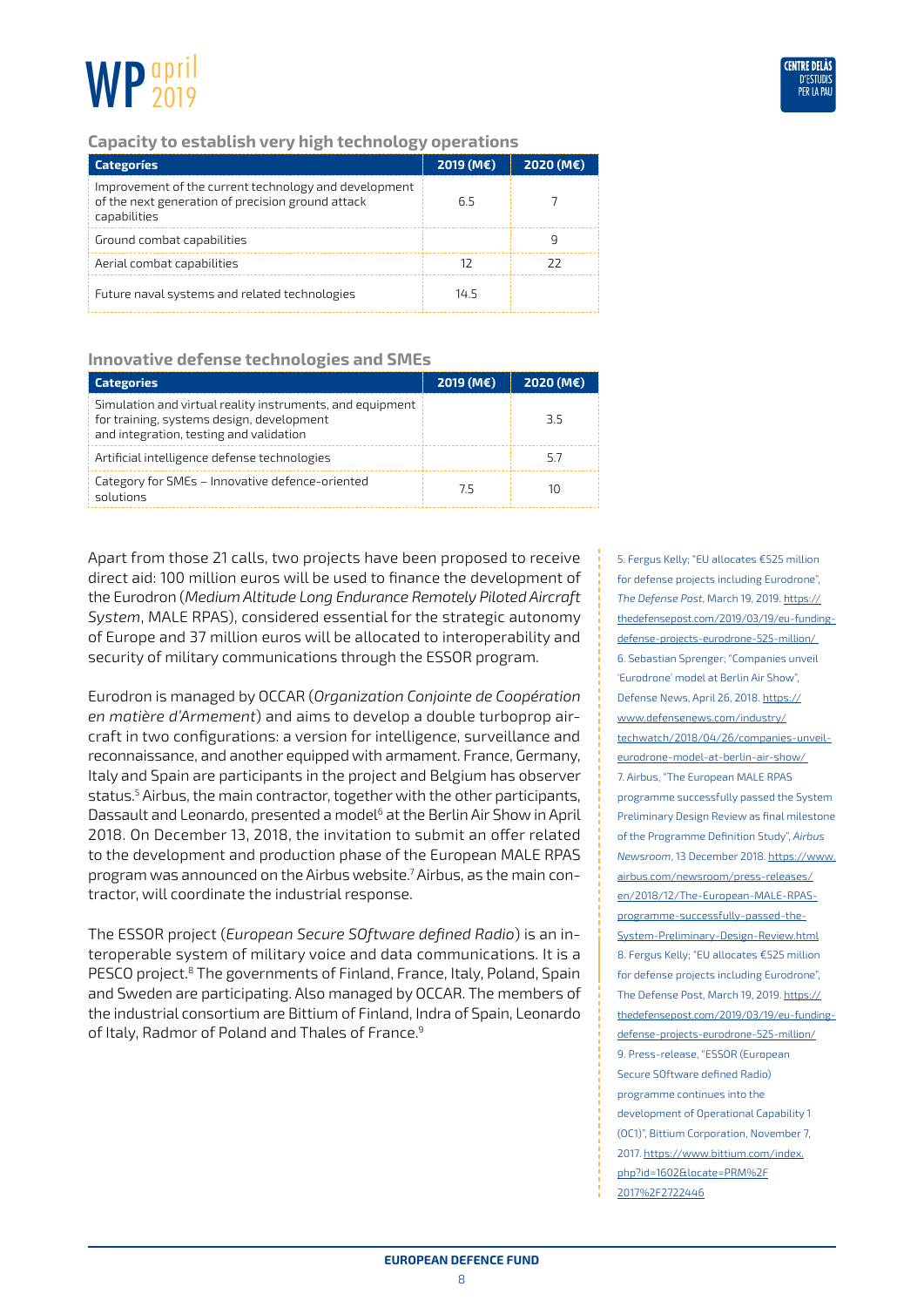### Capacity to establish very high technology operations

| Categoríes | 2019 (M€) | 2020 (M€) |
|---|---|---|
| Improvement of the current technology and development of the next generation of precision ground attack capabilities | 6.5 | 7 |
| Ground combat capabilities | | 9 |
| Aerial combat capabilities | 12 | 22 |
| Future naval systems and related technologies | 14.5 | |

### Innovative defense technologies and SMEs

| Categories | 2019 (M€) | 2020 (M€) |
|---|---|---|
| Simulation and virtual reality instruments, and equipment for training, systems design, development and integration, testing and validation | | 3.5 |
| Artificial intelligence defense technologies | | 5.7 |
| Category for SMEs – Innovative defence-oriented solutions | 7.5 | 10 |

Apart from those 21 calls, two projects have been proposed to receive direct aid: 100 million euros will be used to finance the development of the Eurodron (*Medium Altitude Long Endurance Remotely Piloted Aircraft System*, MALE RPAS), considered essential for the strategic autonomy of Europe and 37 million euros will be allocated to interoperability and security of military communications through the ESSOR program.

Eurodron is managed by OCCAR (*Organization Conjointe de Coopération en matière d'Armement*) and aims to develop a double turboprop aircraft in two configurations: a version for intelligence, surveillance and reconnaissance, and another equipped with armament. France, Germany, Italy and Spain are participants in the project and Belgium has observer status.[5] Airbus, the main contractor, together with the other participants, Dassault and Leonardo, presented a model[6] at the Berlin Air Show in April 2018. On December 13, 2018, the invitation to submit an offer related to the development and production phase of the European MALE RPAS program was announced on the Airbus website.[7] Airbus, as the main contractor, will coordinate the industrial response.

The ESSOR project (*European Secure SOftware defined Radio*) is an interoperable system of military voice and data communications. It is a PESCO project.[8] The governments of Finland, France, Italy, Poland, Spain and Sweden are participating. Also managed by OCCAR. The members of the industrial consortium are Bittium of Finland, Indra of Spain, Leonardo of Italy, Radmor of Poland and Thales of France.[9]

5. Fergus Kelly; "EU allocates €525 million for defense projects including Eurodrone", *The Defense Post*, March 19, 2019. https://thedefensepost.com/2019/03/19/eu-funding-defense-projects-eurodrone-525-million/

6. Sebastian Sprenger; "Companies unveil 'Eurodrone' model at Berlin Air Show", Defense News, April 26, 2018. https://www.defensenews.com/industry/techwatch/2018/04/26/companies-unveil-eurodrone-model-at-berlin-air-show/

7. Airbus, "The European MALE RPAS programme successfully passed the System Preliminary Design Review as final milestone of the Programme Definition Study", *Airbus Newsroom*, 13 December 2018. https://www.airbus.com/newsroom/press-releases/en/2018/12/The-European-MALE-RPAS-programme-successfully-passed-the-System-Preliminary-Design-Review.html

8. Fergus Kelly; "EU allocates €525 million for defense projects including Eurodrone", The Defense Post, March 19, 2019. https://thedefensepost.com/2019/03/19/eu-funding-defense-projects-eurodrone-525-million/

9. Press-release, "ESSOR (European Secure SOftware defined Radio) programme continues into the development of Operational Capability 1 (OC1)", Bittium Corporation, November 7, 2017. https://www.bittium.com/index.php?id=1602&locate=PRM%2F2017%2F2722446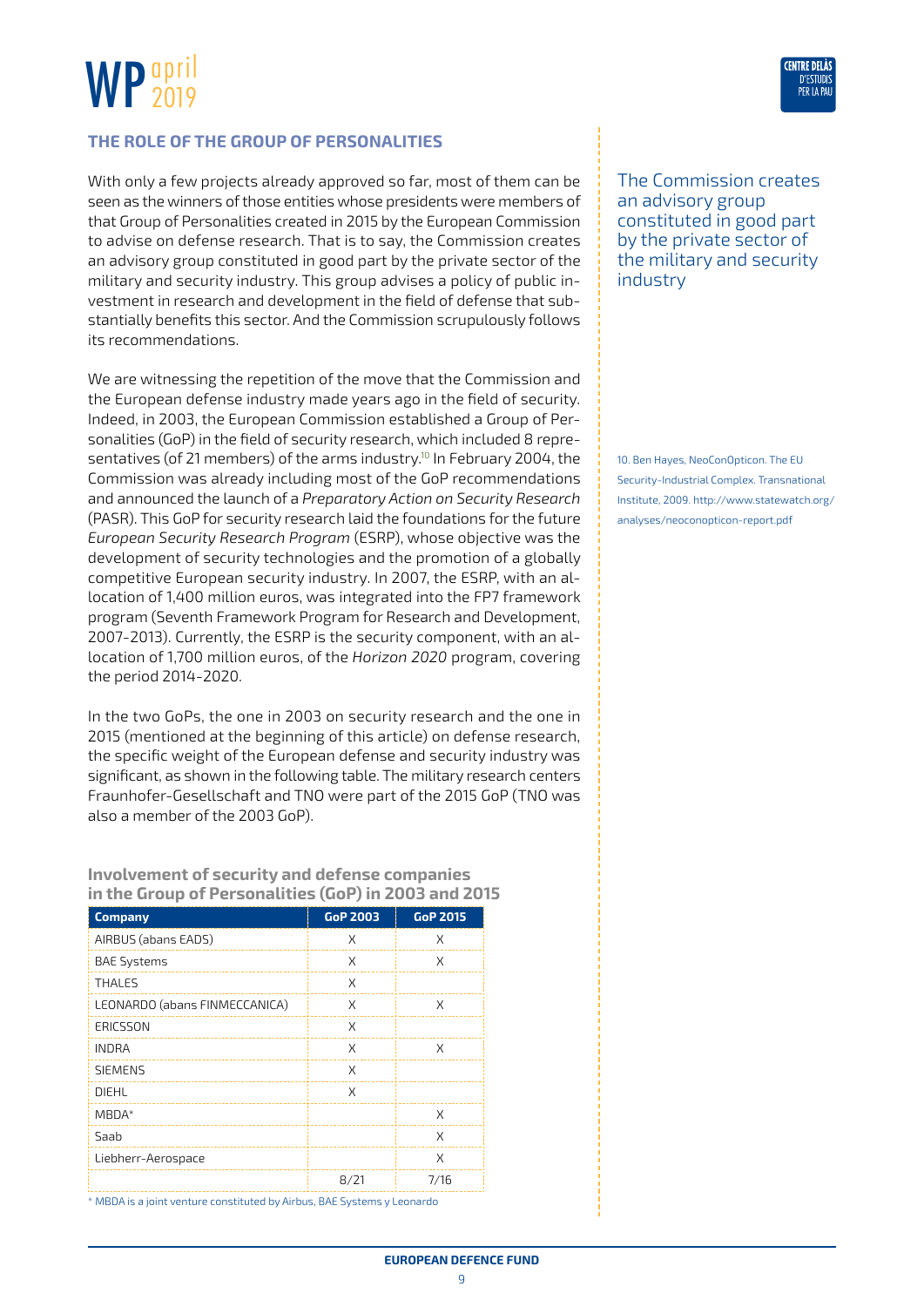## THE ROLE OF THE GROUP OF PERSONALITIES

With only a few projects already approved so far, most of them can be seen as the winners of those entities whose presidents were members of that Group of Personalities created in 2015 by the European Commission to advise on defense research. That is to say, the Commission creates an advisory group constituted in good part by the private sector of the military and security industry. This group advises a policy of public investment in research and development in the field of defense that substantially benefits this sector. And the Commission scrupulously follows its recommendations.

The Commission creates an advisory group constituted in good part by the private sector of the military and security industry

We are witnessing the repetition of the move that the Commission and the European defense industry made years ago in the field of security. Indeed, in 2003, the European Commission established a Group of Personalities (GoP) in the field of security research, which included 8 representatives (of 21 members) of the arms industry.[10] In February 2004, the Commission was already including most of the GoP recommendations and announced the launch of a *Preparatory Action on Security Research* (PASR). This GoP for security research laid the foundations for the future *European Security Research Program* (ESRP), whose objective was the development of security technologies and the promotion of a globally competitive European security industry. In 2007, the ESRP, with an allocation of 1,400 million euros, was integrated into the FP7 framework program (Seventh Framework Program for Research and Development, 2007-2013). Currently, the ESRP is the security component, with an allocation of 1,700 million euros, of the *Horizon 2020* program, covering the period 2014-2020.

In the two GoPs, the one in 2003 on security research and the one in 2015 (mentioned at the beginning of this article) on defense research, the specific weight of the European defense and security industry was significant, as shown in the following table. The military research centers Fraunhofer-Gesellschaft and TNO were part of the 2015 GoP (TNO was also a member of the 2003 GoP).

**Involvement of security and defense companies in the Group of Personalities (GoP) in 2003 and 2015**

| Company | GoP 2003 | GoP 2015 |
|---|---|---|
| AIRBUS (abans EADS) | X | X |
| BAE Systems | X | X |
| THALES | X | |
| LEONARDO (abans FINMECCANICA) | X | X |
| ERICSSON | X | |
| INDRA | X | X |
| SIEMENS | X | |
| DIEHL | X | |
| MBDA* | | X |
| Saab | | X |
| Liebherr-Aerospace | | X |
| | 8/21 | 7/16 |

* MBDA is a joint venture constituted by Airbus, BAE Systems y Leonardo

10. Ben Hayes, NeoConOpticon. The EU Security-Industrial Complex. Transnational Institute, 2009. http://www.statewatch.org/analyses/neoconopticon-report.pdf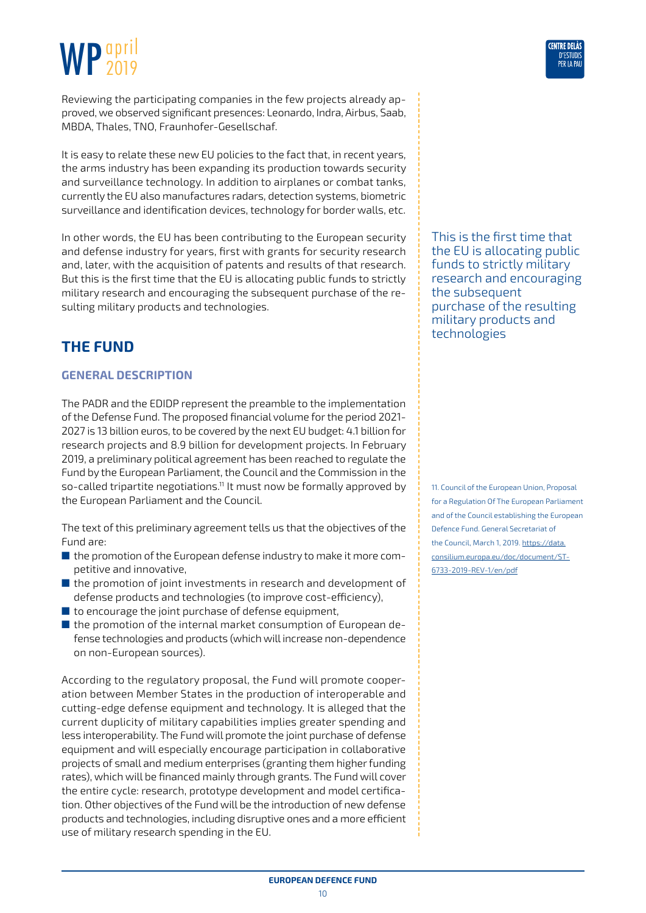Reviewing the participating companies in the few projects already approved, we observed significant presences: Leonardo, Indra, Airbus, Saab, MBDA, Thales, TNO, Fraunhofer-Gesellschaf.

It is easy to relate these new EU policies to the fact that, in recent years, the arms industry has been expanding its production towards security and surveillance technology. In addition to airplanes or combat tanks, currently the EU also manufactures radars, detection systems, biometric surveillance and identification devices, technology for border walls, etc.

In other words, the EU has been contributing to the European security and defense industry for years, first with grants for security research and, later, with the acquisition of patents and results of that research. But this is the first time that the EU is allocating public funds to strictly military research and encouraging the subsequent purchase of the resulting military products and technologies.

This is the first time that the EU is allocating public funds to strictly military research and encouraging the subsequent purchase of the resulting military products and technologies

## THE FUND

### GENERAL DESCRIPTION

The PADR and the EDIDP represent the preamble to the implementation of the Defense Fund. The proposed financial volume for the period 2021-2027 is 13 billion euros, to be covered by the next EU budget: 4.1 billion for research projects and 8.9 billion for development projects. In February 2019, a preliminary political agreement has been reached to regulate the Fund by the European Parliament, the Council and the Commission in the so-called tripartite negotiations.[11] It must now be formally approved by the European Parliament and the Council.

The text of this preliminary agreement tells us that the objectives of the Fund are:

- the promotion of the European defense industry to make it more competitive and innovative,
- the promotion of joint investments in research and development of defense products and technologies (to improve cost-efficiency),
- to encourage the joint purchase of defense equipment,
- the promotion of the internal market consumption of European defense technologies and products (which will increase non-dependence on non-European sources).

According to the regulatory proposal, the Fund will promote cooperation between Member States in the production of interoperable and cutting-edge defense equipment and technology. It is alleged that the current duplicity of military capabilities implies greater spending and less interoperability. The Fund will promote the joint purchase of defense equipment and will especially encourage participation in collaborative projects of small and medium enterprises (granting them higher funding rates), which will be financed mainly through grants. The Fund will cover the entire cycle: research, prototype development and model certification. Other objectives of the Fund will be the introduction of new defense products and technologies, including disruptive ones and a more efficient use of military research spending in the EU.

11. Council of the European Union, Proposal for a Regulation Of The European Parliament and of the Council establishing the European Defence Fund. General Secretariat of the Council, March 1, 2019. https://data.consilium.europa.eu/doc/document/ST-6733-2019-REV-1/en/pdf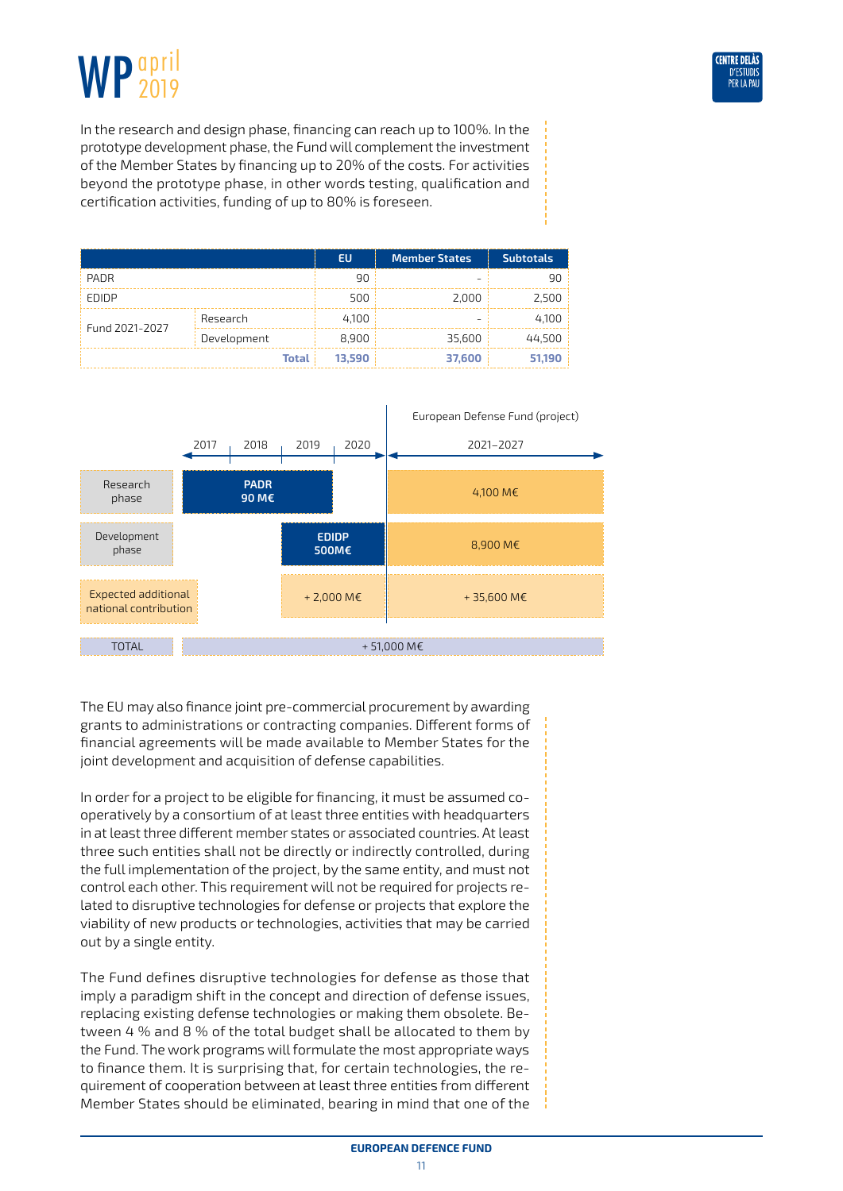In the research and design phase, financing can reach up to 100%. In the prototype development phase, the Fund will complement the investment of the Member States by financing up to 20% of the costs. For activities beyond the prototype phase, in other words testing, qualification and certification activities, funding of up to 80% is foreseen.

| | | EU | Member States | Subtotals |
|---|---|---|---|---|
| PADR | | 90 | - | 90 |
| EDIDP | | 500 | 2,000 | 2,500 |
| Fund 2021-2027 | Research | 4,100 | - | 4,100 |
| | Development | 8,900 | 35,600 | 44,500 |
| | **Total** | **13,590** | **37,600** | **51,190** |

| | 2017–2020 | European Defense Fund (project) 2021–2027 |
|---|---|---|
| Research phase | PADR 90 M€ | 4,100 M€ |
| Development phase | EDIDP 500M€ | 8,900 M€ |
| Expected additional national contribution | + 2,000 M€ | + 35,600 M€ |
| TOTAL | + 51,000 M€ | |

The EU may also finance joint pre-commercial procurement by awarding grants to administrations or contracting companies. Different forms of financial agreements will be made available to Member States for the joint development and acquisition of defense capabilities.

In order for a project to be eligible for financing, it must be assumed co-operatively by a consortium of at least three entities with headquarters in at least three different member states or associated countries. At least three such entities shall not be directly or indirectly controlled, during the full implementation of the project, by the same entity, and must not control each other. This requirement will not be required for projects related to disruptive technologies for defense or projects that explore the viability of new products or technologies, activities that may be carried out by a single entity.

The Fund defines disruptive technologies for defense as those that imply a paradigm shift in the concept and direction of defense issues, replacing existing defense technologies or making them obsolete. Between 4 % and 8 % of the total budget shall be allocated to them by the Fund. The work programs will formulate the most appropriate ways to finance them. It is surprising that, for certain technologies, the requirement of cooperation between at least three entities from different Member States should be eliminated, bearing in mind that one of the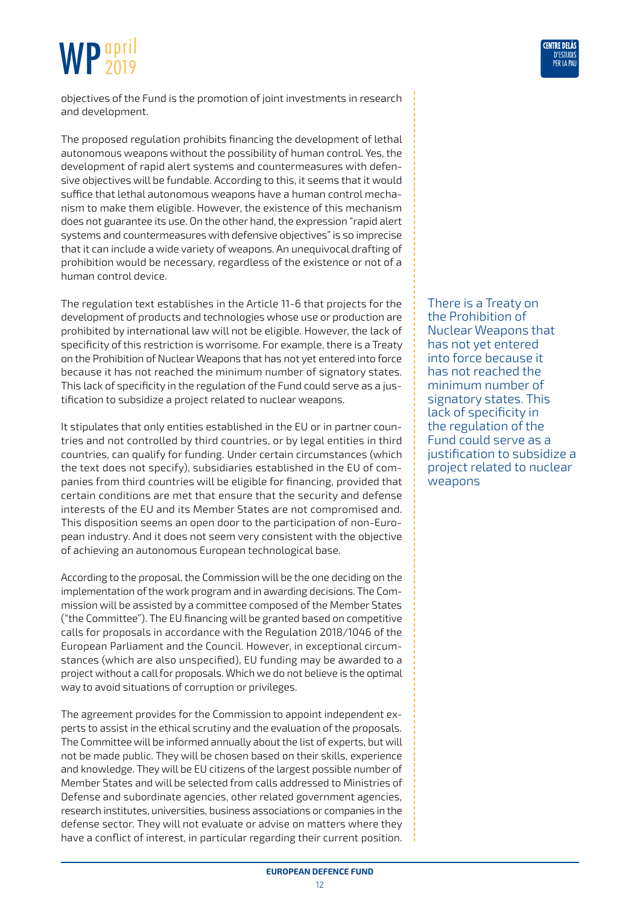objectives of the Fund is the promotion of joint investments in research and development.

The proposed regulation prohibits financing the development of lethal autonomous weapons without the possibility of human control. Yes, the development of rapid alert systems and countermeasures with defensive objectives will be fundable. According to this, it seems that it would suffice that lethal autonomous weapons have a human control mechanism to make them eligible. However, the existence of this mechanism does not guarantee its use. On the other hand, the expression "rapid alert systems and countermeasures with defensive objectives" is so imprecise that it can include a wide variety of weapons. An unequivocal drafting of prohibition would be necessary, regardless of the existence or not of a human control device.

The regulation text establishes in the Article 11-6 that projects for the development of products and technologies whose use or production are prohibited by international law will not be eligible. However, the lack of specificity of this restriction is worrisome. For example, there is a Treaty on the Prohibition of Nuclear Weapons that has not yet entered into force because it has not reached the minimum number of signatory states. This lack of specificity in the regulation of the Fund could serve as a justification to subsidize a project related to nuclear weapons.

> There is a Treaty on the Prohibition of Nuclear Weapons that has not yet entered into force because it has not reached the minimum number of signatory states. This lack of specificity in the regulation of the Fund could serve as a justification to subsidize a project related to nuclear weapons

It stipulates that only entities established in the EU or in partner countries and not controlled by third countries, or by legal entities in third countries, can qualify for funding. Under certain circumstances (which the text does not specify), subsidiaries established in the EU of companies from third countries will be eligible for financing, provided that certain conditions are met that ensure that the security and defense interests of the EU and its Member States are not compromised and. This disposition seems an open door to the participation of non-European industry. And it does not seem very consistent with the objective of achieving an autonomous European technological base.

According to the proposal, the Commission will be the one deciding on the implementation of the work program and in awarding decisions. The Commission will be assisted by a committee composed of the Member States ("the Committee"). The EU financing will be granted based on competitive calls for proposals in accordance with the Regulation 2018/1046 of the European Parliament and the Council. However, in exceptional circumstances (which are also unspecified), EU funding may be awarded to a project without a call for proposals. Which we do not believe is the optimal way to avoid situations of corruption or privileges.

The agreement provides for the Commission to appoint independent experts to assist in the ethical scrutiny and the evaluation of the proposals. The Committee will be informed annually about the list of experts, but will not be made public. They will be chosen based on their skills, experience and knowledge. They will be EU citizens of the largest possible number of Member States and will be selected from calls addressed to Ministries of Defense and subordinate agencies, other related government agencies, research institutes, universities, business associations or companies in the defense sector. They will not evaluate or advise on matters where they have a conflict of interest, in particular regarding their current position.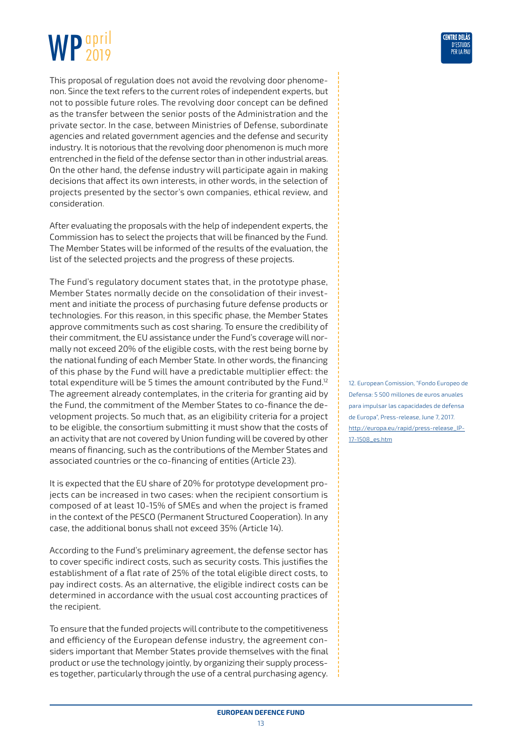This proposal of regulation does not avoid the revolving door phenomenon. Since the text refers to the current roles of independent experts, but not to possible future roles. The revolving door concept can be defined as the transfer between the senior posts of the Administration and the private sector. In the case, between Ministries of Defense, subordinate agencies and related government agencies and the defense and security industry. It is notorious that the revolving door phenomenon is much more entrenched in the field of the defense sector than in other industrial areas. On the other hand, the defense industry will participate again in making decisions that affect its own interests, in other words, in the selection of projects presented by the sector's own companies, ethical review, and consideration.

After evaluating the proposals with the help of independent experts, the Commission has to select the projects that will be financed by the Fund. The Member States will be informed of the results of the evaluation, the list of the selected projects and the progress of these projects.

The Fund's regulatory document states that, in the prototype phase, Member States normally decide on the consolidation of their investment and initiate the process of purchasing future defense products or technologies. For this reason, in this specific phase, the Member States approve commitments such as cost sharing. To ensure the credibility of their commitment, the EU assistance under the Fund's coverage will normally not exceed 20% of the eligible costs, with the rest being borne by the national funding of each Member State. In other words, the financing of this phase by the Fund will have a predictable multiplier effect: the total expenditure will be 5 times the amount contributed by the Fund.[12] The agreement already contemplates, in the criteria for granting aid by the Fund, the commitment of the Member States to co-finance the development projects. So much that, as an eligibility criteria for a project to be eligible, the consortium submitting it must show that the costs of an activity that are not covered by Union funding will be covered by other means of financing, such as the contributions of the Member States and associated countries or the co-financing of entities (Article 23).

It is expected that the EU share of 20% for prototype development projects can be increased in two cases: when the recipient consortium is composed of at least 10-15% of SMEs and when the project is framed in the context of the PESCO (Permanent Structured Cooperation). In any case, the additional bonus shall not exceed 35% (Article 14).

According to the Fund's preliminary agreement, the defense sector has to cover specific indirect costs, such as security costs. This justifies the establishment of a flat rate of 25% of the total eligible direct costs, to pay indirect costs. As an alternative, the eligible indirect costs can be determined in accordance with the usual cost accounting practices of the recipient.

To ensure that the funded projects will contribute to the competitiveness and efficiency of the European defense industry, the agreement considers important that Member States provide themselves with the final product or use the technology jointly, by organizing their supply processes together, particularly through the use of a central purchasing agency.

12. European Comission, "Fondo Europeo de Defensa: 5 500 millones de euros anuales para impulsar las capacidades de defensa de Europa", Press-release, June 7, 2017. http://europa.eu/rapid/press-release_IP-17-1508_es.htm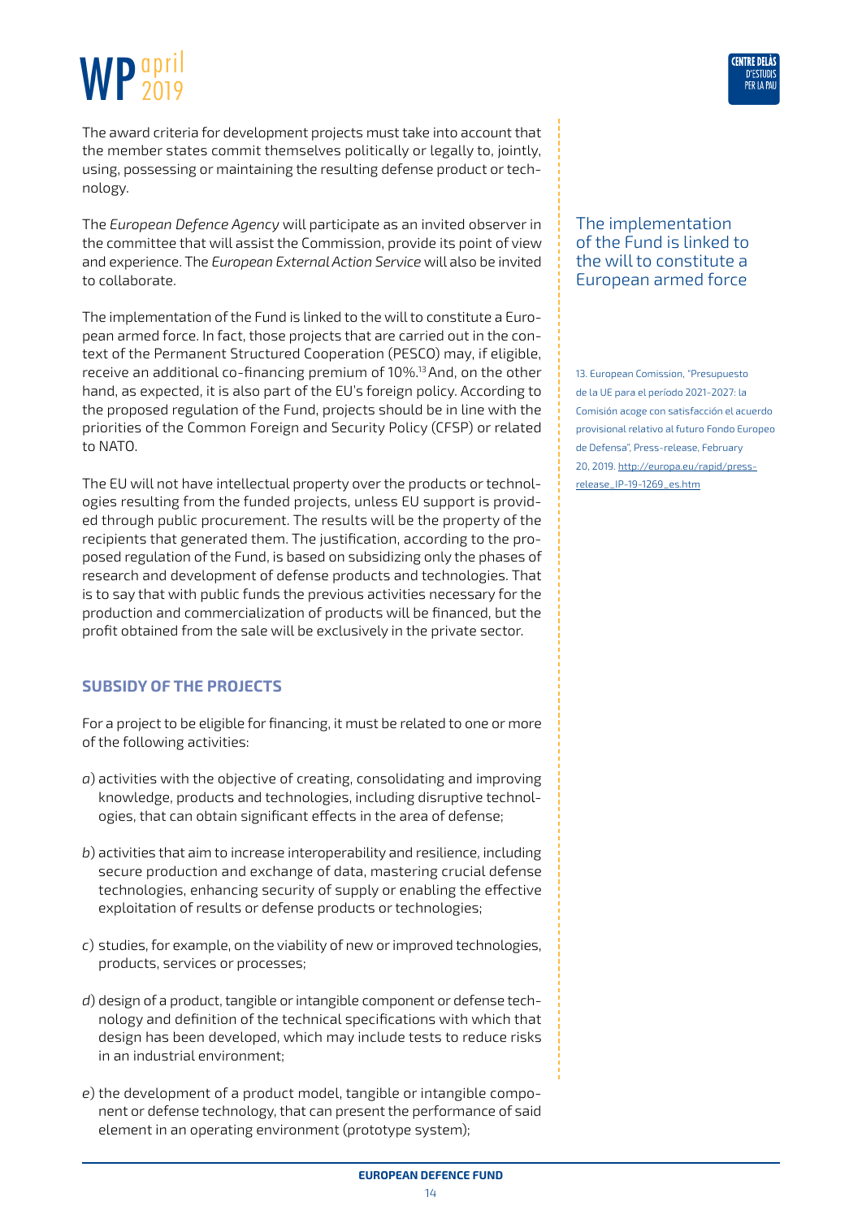The award criteria for development projects must take into account that the member states commit themselves politically or legally to, jointly, using, possessing or maintaining the resulting defense product or technology.

The *European Defence Agency* will participate as an invited observer in the committee that will assist the Commission, provide its point of view and experience. The *European External Action Service* will also be invited to collaborate.

The implementation of the Fund is linked to the will to constitute a European armed force. In fact, those projects that are carried out in the context of the Permanent Structured Cooperation (PESCO) may, if eligible, receive an additional co-financing premium of 10%.[13] And, on the other hand, as expected, it is also part of the EU's foreign policy. According to the proposed regulation of the Fund, projects should be in line with the priorities of the Common Foreign and Security Policy (CFSP) or related to NATO.

> The implementation of the Fund is linked to the will to constitute a European armed force

The EU will not have intellectual property over the products or technologies resulting from the funded projects, unless EU support is provided through public procurement. The results will be the property of the recipients that generated them. The justification, according to the proposed regulation of the Fund, is based on subsidizing only the phases of research and development of defense products and technologies. That is to say that with public funds the previous activities necessary for the production and commercialization of products will be financed, but the profit obtained from the sale will be exclusively in the private sector.

## SUBSIDY OF THE PROJECTS

For a project to be eligible for financing, it must be related to one or more of the following activities:

*a*) activities with the objective of creating, consolidating and improving knowledge, products and technologies, including disruptive technologies, that can obtain significant effects in the area of defense;

*b*) activities that aim to increase interoperability and resilience, including secure production and exchange of data, mastering crucial defense technologies, enhancing security of supply or enabling the effective exploitation of results or defense products or technologies;

*c*) studies, for example, on the viability of new or improved technologies, products, services or processes;

*d*) design of a product, tangible or intangible component or defense technology and definition of the technical specifications with which that design has been developed, which may include tests to reduce risks in an industrial environment;

*e*) the development of a product model, tangible or intangible component or defense technology, that can present the performance of said element in an operating environment (prototype system);

13. European Comission, "Presupuesto de la UE para el período 2021-2027: la Comisión acoge con satisfacción el acuerdo provisional relativo al futuro Fondo Europeo de Defensa", Press-release, February 20, 2019. http://europa.eu/rapid/press-release_IP-19-1269_es.htm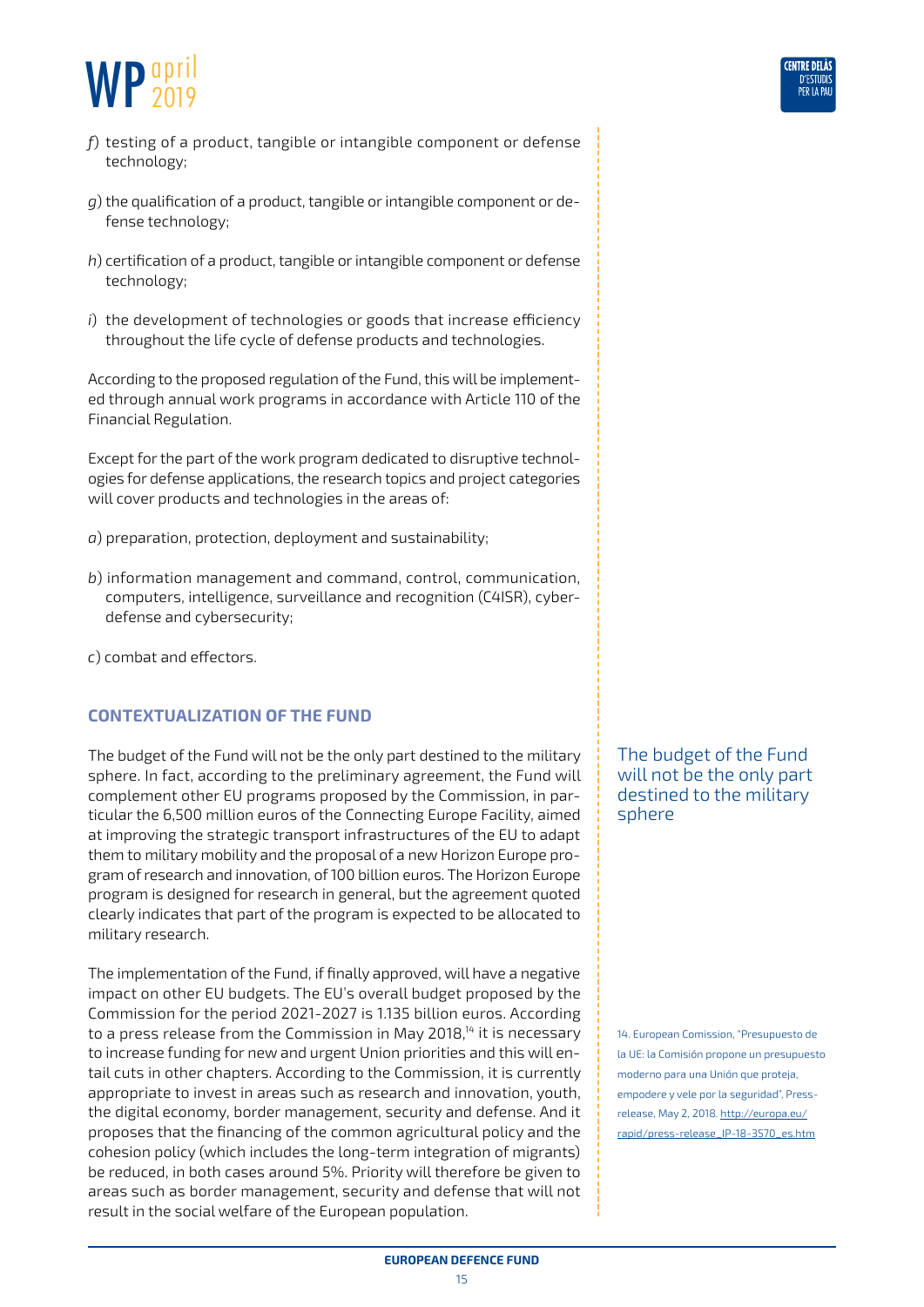*f*) testing of a product, tangible or intangible component or defense technology;

*g*) the qualification of a product, tangible or intangible component or defense technology;

*h*) certification of a product, tangible or intangible component or defense technology;

*i*) the development of technologies or goods that increase efficiency throughout the life cycle of defense products and technologies.

According to the proposed regulation of the Fund, this will be implemented through annual work programs in accordance with Article 110 of the Financial Regulation.

Except for the part of the work program dedicated to disruptive technologies for defense applications, the research topics and project categories will cover products and technologies in the areas of:

*a*) preparation, protection, deployment and sustainability;

*b*) information management and command, control, communication, computers, intelligence, surveillance and recognition (C4ISR), cyber-defense and cybersecurity;

*c*) combat and effectors.

## CONTEXTUALIZATION OF THE FUND

The budget of the Fund will not be the only part destined to the military sphere. In fact, according to the preliminary agreement, the Fund will complement other EU programs proposed by the Commission, in particular the 6,500 million euros of the Connecting Europe Facility, aimed at improving the strategic transport infrastructures of the EU to adapt them to military mobility and the proposal of a new Horizon Europe program of research and innovation, of 100 billion euros. The Horizon Europe program is designed for research in general, but the agreement quoted clearly indicates that part of the program is expected to be allocated to military research.

The budget of the Fund will not be the only part destined to the military sphere

The implementation of the Fund, if finally approved, will have a negative impact on other EU budgets. The EU's overall budget proposed by the Commission for the period 2021-2027 is 1.135 billion euros. According to a press release from the Commission in May 2018,[14] it is necessary to increase funding for new and urgent Union priorities and this will entail cuts in other chapters. According to the Commission, it is currently appropriate to invest in areas such as research and innovation, youth, the digital economy, border management, security and defense. And it proposes that the financing of the common agricultural policy and the cohesion policy (which includes the long-term integration of migrants) be reduced, in both cases around 5%. Priority will therefore be given to areas such as border management, security and defense that will not result in the social welfare of the European population.

14. European Comission, "Presupuesto de la UE: la Comisión propone un presupuesto moderno para una Unión que proteja, empodere y vele por la seguridad", Press-release, May 2, 2018. http://europa.eu/rapid/press-release_IP-18-3570_es.htm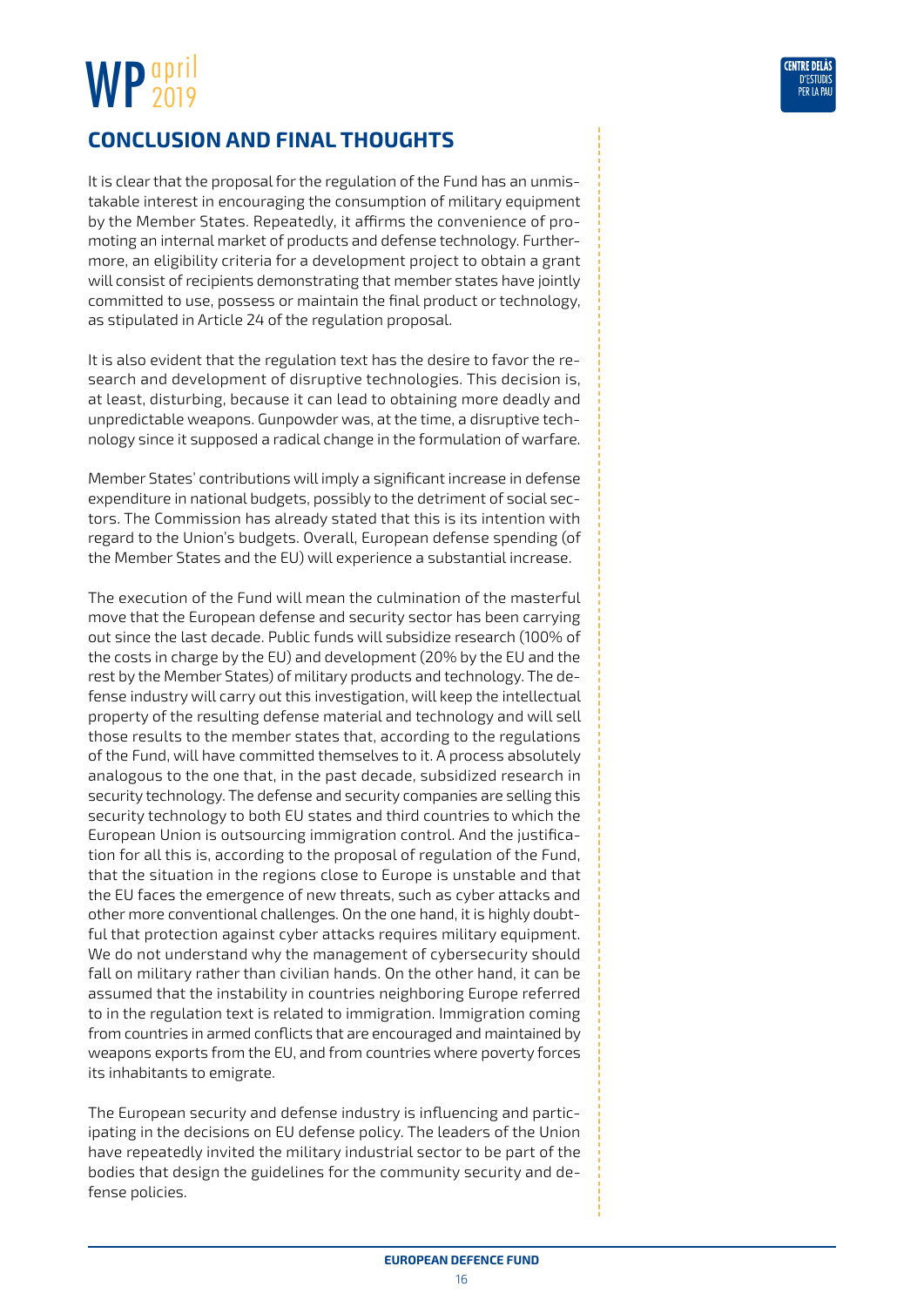## CONCLUSION AND FINAL THOUGHTS

It is clear that the proposal for the regulation of the Fund has an unmistakable interest in encouraging the consumption of military equipment by the Member States. Repeatedly, it affirms the convenience of promoting an internal market of products and defense technology. Furthermore, an eligibility criteria for a development project to obtain a grant will consist of recipients demonstrating that member states have jointly committed to use, possess or maintain the final product or technology, as stipulated in Article 24 of the regulation proposal.

It is also evident that the regulation text has the desire to favor the research and development of disruptive technologies. This decision is, at least, disturbing, because it can lead to obtaining more deadly and unpredictable weapons. Gunpowder was, at the time, a disruptive technology since it supposed a radical change in the formulation of warfare.

Member States' contributions will imply a significant increase in defense expenditure in national budgets, possibly to the detriment of social sectors. The Commission has already stated that this is its intention with regard to the Union's budgets. Overall, European defense spending (of the Member States and the EU) will experience a substantial increase.

The execution of the Fund will mean the culmination of the masterful move that the European defense and security sector has been carrying out since the last decade. Public funds will subsidize research (100% of the costs in charge by the EU) and development (20% by the EU and the rest by the Member States) of military products and technology. The defense industry will carry out this investigation, will keep the intellectual property of the resulting defense material and technology and will sell those results to the member states that, according to the regulations of the Fund, will have committed themselves to it. A process absolutely analogous to the one that, in the past decade, subsidized research in security technology. The defense and security companies are selling this security technology to both EU states and third countries to which the European Union is outsourcing immigration control. And the justification for all this is, according to the proposal of regulation of the Fund, that the situation in the regions close to Europe is unstable and that the EU faces the emergence of new threats, such as cyber attacks and other more conventional challenges. On the one hand, it is highly doubtful that protection against cyber attacks requires military equipment. We do not understand why the management of cybersecurity should fall on military rather than civilian hands. On the other hand, it can be assumed that the instability in countries neighboring Europe referred to in the regulation text is related to immigration. Immigration coming from countries in armed conflicts that are encouraged and maintained by weapons exports from the EU, and from countries where poverty forces its inhabitants to emigrate.

The European security and defense industry is influencing and participating in the decisions on EU defense policy. The leaders of the Union have repeatedly invited the military industrial sector to be part of the bodies that design the guidelines for the community security and defense policies.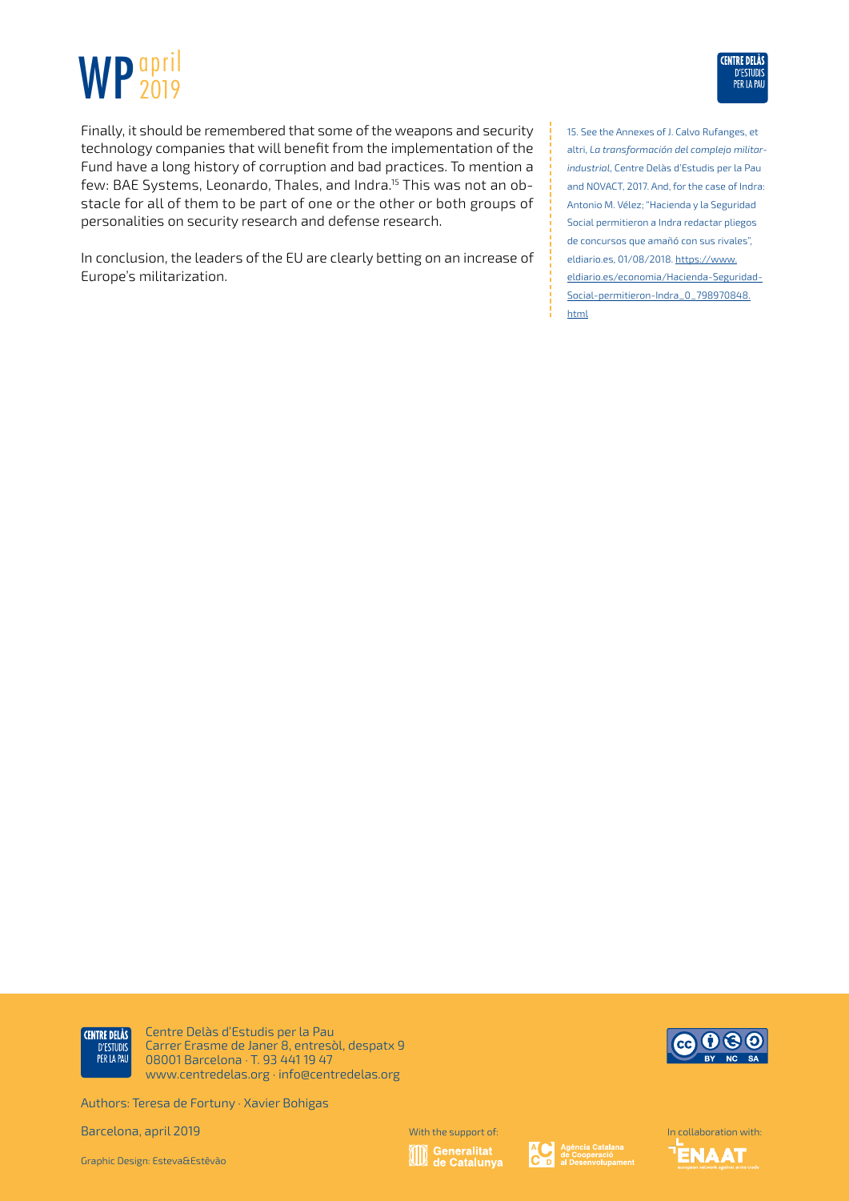Finally, it should be remembered that some of the weapons and security technology companies that will benefit from the implementation of the Fund have a long history of corruption and bad practices. To mention a few: BAE Systems, Leonardo, Thales, and Indra.[15] This was not an obstacle for all of them to be part of one or the other or both groups of personalities on security research and defense research.

In conclusion, the leaders of the EU are clearly betting on an increase of Europe's militarization.

15. See the Annexes of J. Calvo Rufanges, et altri, *La transformación del complejo militar-industrial*, Centre Delàs d'Estudis per la Pau and NOVACT, 2017. And, for the case of Indra: Antonio M. Vélez; "Hacienda y la Seguridad Social permitieron a Indra redactar pliegos de concursos que amañó con sus rivales", eldiario.es, 01/08/2018. https://www.eldiario.es/economia/Hacienda-Seguridad-Social-permitieron-Indra_0_798970848.html

Centre Delàs d'Estudis per la Pau
Carrer Erasme de Janer 8, entresòl, despatx 9
08001 Barcelona · T. 93 441 19 47
www.centredelas.org · info@centredelas.org

Authors: Teresa de Fortuny · Xavier Bohigas

Barcelona, april 2019

Graphic Design: Esteva&Estêvão

With the support of: Generalitat de Catalunya · Agència Catalana de Cooperació al Desenvolupament

In collaboration with: ENAAT